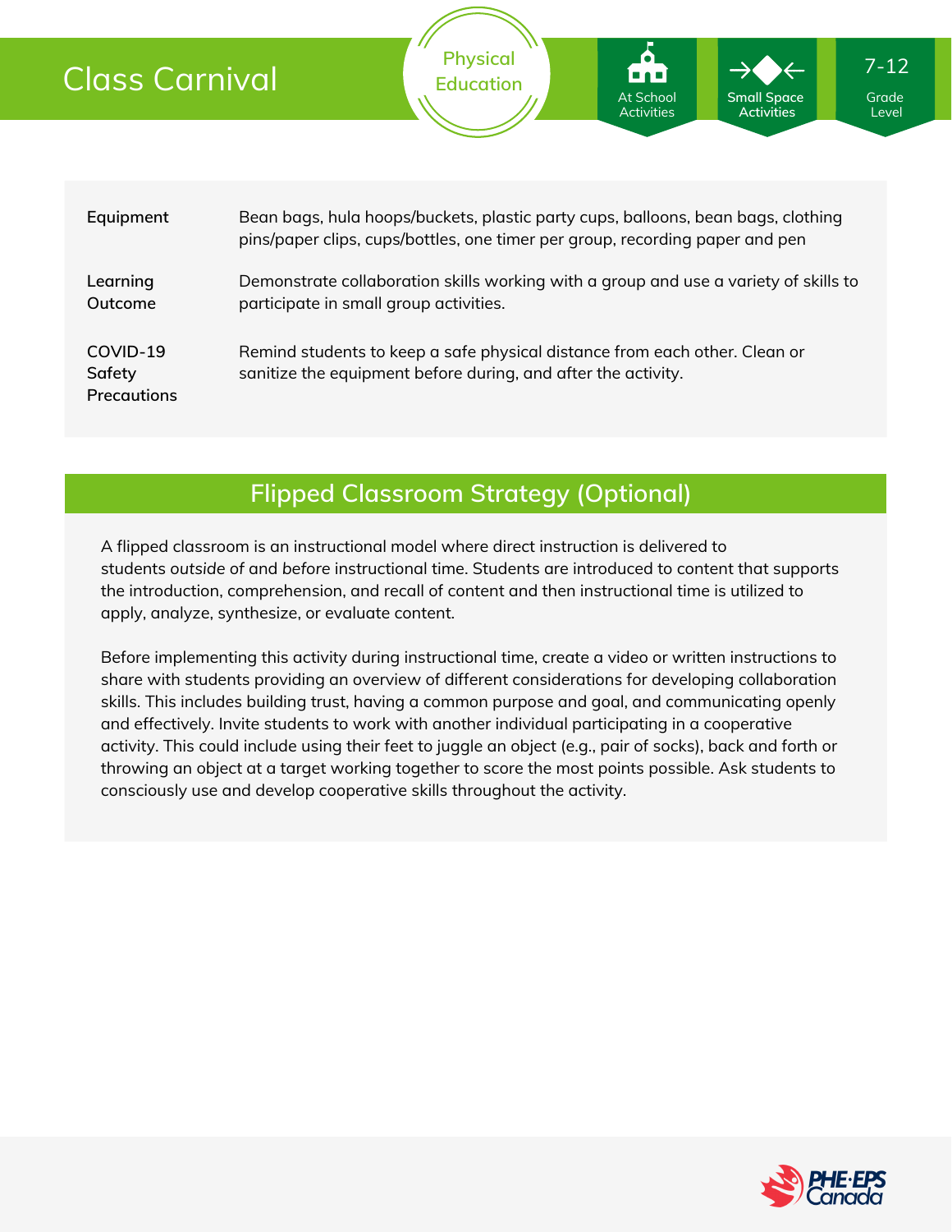# Class Carnival

Physical Education

At School Activities | Small Space Activities | 7-12 Grade Level

| | |
|---|---|
| **Equipment** | Bean bags, hula hoops/buckets, plastic party cups, balloons, bean bags, clothing pins/paper clips, cups/bottles, one timer per group, recording paper and pen |
| **Learning Outcome** | Demonstrate collaboration skills working with a group and use a variety of skills to participate in small group activities. |
| **COVID-19 Safety Precautions** | Remind students to keep a safe physical distance from each other. Clean or sanitize the equipment before during, and after the activity. |

## Flipped Classroom Strategy (Optional)

A flipped classroom is an instructional model where direct instruction is delivered to students *outside of* and *before* instructional time. Students are introduced to content that supports the introduction, comprehension, and recall of content and then instructional time is utilized to apply, analyze, synthesize, or evaluate content.

Before implementing this activity during instructional time, create a video or written instructions to share with students providing an overview of different considerations for developing collaboration skills. This includes building trust, having a common purpose and goal, and communicating openly and effectively. Invite students to work with another individual participating in a cooperative activity. This could include using their feet to juggle an object (e.g., pair of socks), back and forth or throwing an object at a target working together to score the most points possible. Ask students to consciously use and develop cooperative skills throughout the activity.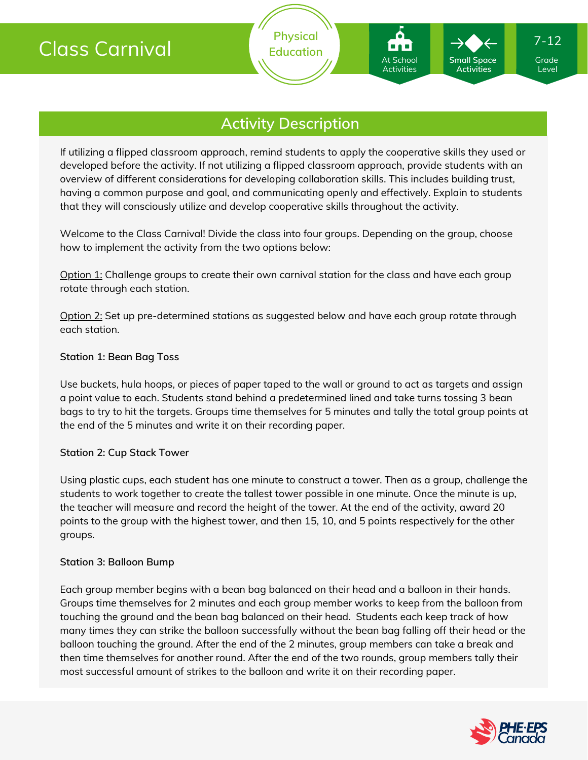# Class Carnival

Physical Education

At School Activities

Small Space Activities

7-12 Grade Level

## Activity Description

If utilizing a flipped classroom approach, remind students to apply the cooperative skills they used or developed before the activity. If not utilizing a flipped classroom approach, provide students with an overview of different considerations for developing collaboration skills. This includes building trust, having a common purpose and goal, and communicating openly and effectively. Explain to students that they will consciously utilize and develop cooperative skills throughout the activity.

Welcome to the Class Carnival! Divide the class into four groups. Depending on the group, choose how to implement the activity from the two options below:

Option 1: Challenge groups to create their own carnival station for the class and have each group rotate through each station.

Option 2: Set up pre-determined stations as suggested below and have each group rotate through each station.

**Station 1: Bean Bag Toss**

Use buckets, hula hoops, or pieces of paper taped to the wall or ground to act as targets and assign a point value to each. Students stand behind a predetermined lined and take turns tossing 3 bean bags to try to hit the targets. Groups time themselves for 5 minutes and tally the total group points at the end of the 5 minutes and write it on their recording paper.

**Station 2: Cup Stack Tower**

Using plastic cups, each student has one minute to construct a tower. Then as a group, challenge the students to work together to create the tallest tower possible in one minute. Once the minute is up, the teacher will measure and record the height of the tower. At the end of the activity, award 20 points to the group with the highest tower, and then 15, 10, and 5 points respectively for the other groups.

**Station 3: Balloon Bump**

Each group member begins with a bean bag balanced on their head and a balloon in their hands. Groups time themselves for 2 minutes and each group member works to keep from the balloon from touching the ground and the bean bag balanced on their head. Students each keep track of how many times they can strike the balloon successfully without the bean bag falling off their head or the balloon touching the ground. After the end of the 2 minutes, group members can take a break and then time themselves for another round. After the end of the two rounds, group members tally their most successful amount of strikes to the balloon and write it on their recording paper.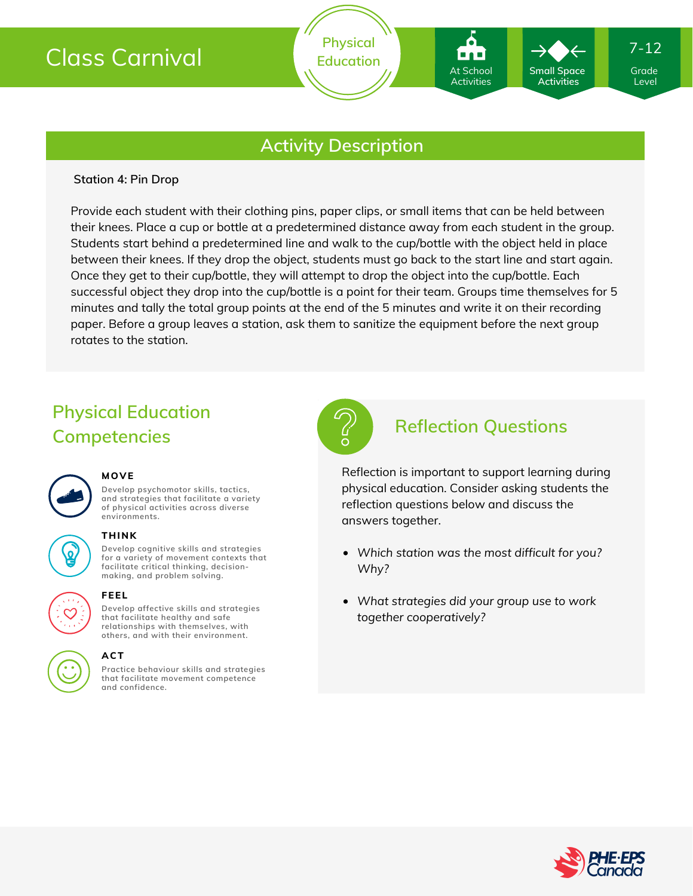# Class Carnival

Physical Education

At School Activities

Small Space Activities

7-12 Grade Level

## Activity Description

**Station 4: Pin Drop**

Provide each student with their clothing pins, paper clips, or small items that can be held between their knees. Place a cup or bottle at a predetermined distance away from each student in the group. Students start behind a predetermined line and walk to the cup/bottle with the object held in place between their knees. If they drop the object, students must go back to the start line and start again. Once they get to their cup/bottle, they will attempt to drop the object into the cup/bottle. Each successful object they drop into the cup/bottle is a point for their team. Groups time themselves for 5 minutes and tally the total group points at the end of the 5 minutes and write it on their recording paper. Before a group leaves a station, ask them to sanitize the equipment before the next group rotates to the station.

## Physical Education Competencies

**MOVE**

Develop psychomotor skills, tactics, and strategies that facilitate a variety of physical activities across diverse environments.

**THINK**

Develop cognitive skills and strategies for a variety of movement contexts that facilitate critical thinking, decision-making, and problem solving.

**FEEL**

Develop affective skills and strategies that facilitate healthy and safe relationships with themselves, with others, and with their environment.

**ACT**

Practice behaviour skills and strategies that facilitate movement competence and confidence.

## Reflection Questions

Reflection is important to support learning during physical education. Consider asking students the reflection questions below and discuss the answers together.

- *Which station was the most difficult for you? Why?*
- *What strategies did your group use to work together cooperatively?*

PHE·EPS Canada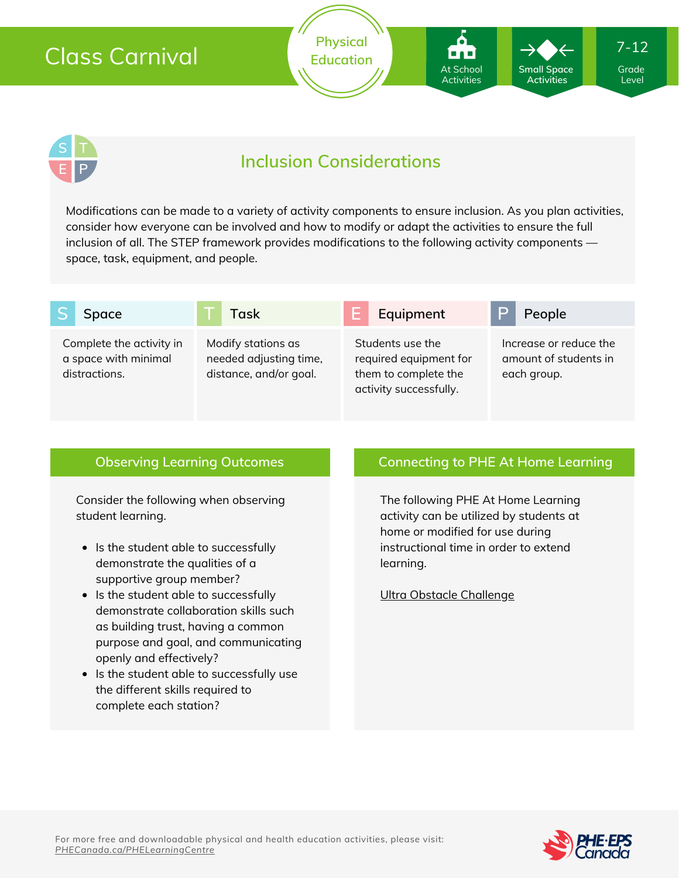# Class Carnival

Physical Education

At School Activities

Small Space Activities

7-12 Grade Level

## Inclusion Considerations

Modifications can be made to a variety of activity components to ensure inclusion. As you plan activities, consider how everyone can be involved and how to modify or adapt the activities to ensure the full inclusion of all. The STEP framework provides modifications to the following activity components — space, task, equipment, and people.

| S Space | T Task | E Equipment | P People |
|---|---|---|---|
| Complete the activity in a space with minimal distractions. | Modify stations as needed adjusting time, distance, and/or goal. | Students use the required equipment for them to complete the activity successfully. | Increase or reduce the amount of students in each group. |

## Observing Learning Outcomes

Consider the following when observing student learning.

- Is the student able to successfully demonstrate the qualities of a supportive group member?
- Is the student able to successfully demonstrate collaboration skills such as building trust, having a common purpose and goal, and communicating openly and effectively?
- Is the student able to successfully use the different skills required to complete each station?

## Connecting to PHE At Home Learning

The following PHE At Home Learning activity can be utilized by students at home or modified for use during instructional time in order to extend learning.

Ultra Obstacle Challenge

For more free and downloadable physical and health education activities, please visit: PHECanada.ca/PHELearningCentre